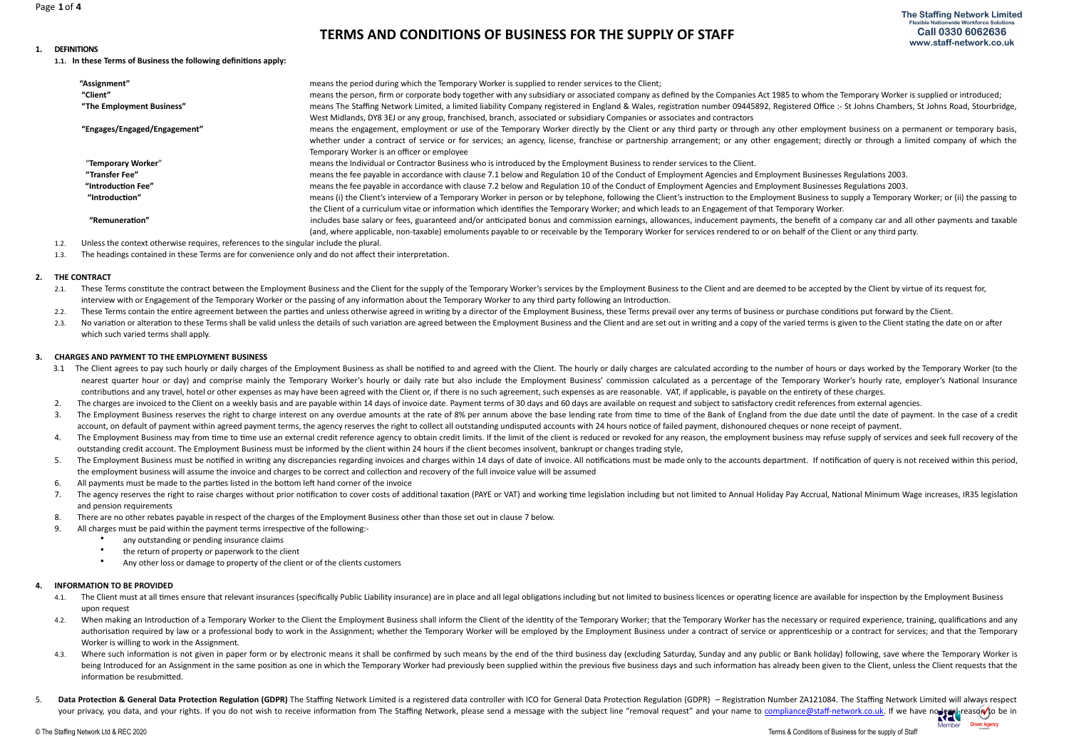# TERMS AND CONDITIONS OF BUSINESS FOR THE SUPPLY OF STAFF

The Staffing Network Limited
Flexible Nationwide Workforce Solutions
Call 0330 6062636
www.staff-network.co.uk

## 1. DEFINITIONS

**1.1. In these Terms of Business the following definitions apply:**

| | |
|---|---|
| **"Assignment"** | means the period during which the Temporary Worker is supplied to render services to the Client; |
| **"Client"** | means the person, firm or corporate body together with any subsidiary or associated company as defined by the Companies Act 1985 to whom the Temporary Worker is supplied or introduced; |
| **"The Employment Business"** | means The Staffing Network Limited, a limited liability Company registered in England & Wales, registration number 09445892, Registered Office :- St Johns Chambers, St Johns Road, Stourbridge, West Midlands, DY8 3EJ or any group, franchised, branch, associated or subsidiary Companies or associates and contractors |
| **"Engages/Engaged/Engagement"** | means the engagement, employment or use of the Temporary Worker directly by the Client or any third party or through any other employment business on a permanent or temporary basis, whether under a contract of service or for services; an agency, license, franchise or partnership arrangement; or any other engagement; directly or through a limited company of which the Temporary Worker is an officer or employee |
| **"Temporary Worker"** | means the Individual or Contractor Business who is introduced by the Employment Business to render services to the Client. |
| **"Transfer Fee"** | means the fee payable in accordance with clause 7.1 below and Regulation 10 of the Conduct of Employment Agencies and Employment Businesses Regulations 2003. |
| **"Introduction Fee"** | means the fee payable in accordance with clause 7.2 below and Regulation 10 of the Conduct of Employment Agencies and Employment Businesses Regulations 2003. |
| **"Introduction"** | means (i) the Client's interview of a Temporary Worker in person or by telephone, following the Client's instruction to the Employment Business to supply a Temporary Worker; or (ii) the passing to the Client of a curriculum vitae or information which identifies the Temporary Worker; and which leads to an Engagement of that Temporary Worker. |
| **"Remuneration"** | includes base salary or fees, guaranteed and/or anticipated bonus and commission earnings, allowances, inducement payments, the benefit of a company car and all other payments and taxable (and, where applicable, non-taxable) emoluments payable to or receivable by the Temporary Worker for services rendered to or on behalf of the Client or any third party. |

1.2. Unless the context otherwise requires, references to the singular include the plural.

1.3. The headings contained in these Terms are for convenience only and do not affect their interpretation.

## 2. THE CONTRACT

2.1. These Terms constitute the contract between the Employment Business and the Client for the supply of the Temporary Worker's services by the Employment Business to the Client and are deemed to be accepted by the Client by virtue of its request for, interview with or Engagement of the Temporary Worker or the passing of any information about the Temporary Worker to any third party following an Introduction.

2.2. These Terms contain the entire agreement between the parties and unless otherwise agreed in writing by a director of the Employment Business, these Terms prevail over any terms of business or purchase conditions put forward by the Client.

2.3. No variation or alteration to these Terms shall be valid unless the details of such variation are agreed between the Employment Business and the Client and are set out in writing and a copy of the varied terms is given to the Client stating the date on or after which such varied terms shall apply.

## 3. CHARGES AND PAYMENT TO THE EMPLOYMENT BUSINESS

3.1 The Client agrees to pay such hourly or daily charges of the Employment Business as shall be notified to and agreed with the Client. The hourly or daily charges are calculated according to the number of hours or days worked by the Temporary Worker (to the nearest quarter hour or day) and comprise mainly the Temporary Worker's hourly or daily rate but also include the Employment Business' commission calculated as a percentage of the Temporary Worker's hourly rate, employer's National Insurance contributions and any travel, hotel or other expenses as may have been agreed with the Client or, if there is no such agreement, such expenses as are reasonable. VAT, if applicable, is payable on the entirety of these charges.

2. The charges are invoiced to the Client on a weekly basis and are payable within 14 days of invoice date. Payment terms of 30 days and 60 days are available on request and subject to satisfactory credit references from external agencies.
3. The Employment Business reserves the right to charge interest on any overdue amounts at the rate of 8% per annum above the base lending rate from time to time of the Bank of England from the due date until the date of payment. In the case of a credit account, on default of payment within agreed payment terms, the agency reserves the right to collect all outstanding undisputed accounts with 24 hours notice of failed payment, dishonoured cheques or none receipt of payment.
4. The Employment Business may from time to time use an external credit reference agency to obtain credit limits. If the limit of the client is reduced or revoked for any reason, the employment business may refuse supply of services and seek full recovery of the outstanding credit account. The Employment Business must be informed by the client within 24 hours if the client becomes insolvent, bankrupt or changes trading style,
5. The Employment Business must be notified in writing any discrepancies regarding invoices and charges within 14 days of date of invoice. All notifications must be made only to the accounts department. If notification of query is not received within this period, the employment business will assume the invoice and charges to be correct and collection and recovery of the full invoice value will be assumed
6. All payments must be made to the parties listed in the bottom left hand corner of the invoice
7. The agency reserves the right to raise charges without prior notification to cover costs of additional taxation (PAYE or VAT) and working time legislation including but not limited to Annual Holiday Pay Accrual, National Minimum Wage increases, IR35 legislation and pension requirements
8. There are no other rebates payable in respect of the charges of the Employment Business other than those set out in clause 7 below.
9. All charges must be paid within the payment terms irrespective of the following:-
   - any outstanding or pending insurance claims
   - the return of property or paperwork to the client
   - Any other loss or damage to property of the client or of the clients customers

## 4. INFORMATION TO BE PROVIDED

4.1. The Client must at all times ensure that relevant insurances (specifically Public Liability insurance) are in place and all legal obligations including but not limited to business licences or operating licence are available for inspection by the Employment Business upon request

4.2. When making an Introduction of a Temporary Worker to the Client the Employment Business shall inform the Client of the identity of the Temporary Worker; that the Temporary Worker has the necessary or required experience, training, qualifications and any authorisation required by law or a professional body to work in the Assignment; whether the Temporary Worker will be employed by the Employment Business under a contract of service or apprenticeship or a contract for services; and that the Temporary Worker is willing to work in the Assignment.

4.3. Where such information is not given in paper form or by electronic means it shall be confirmed by such means by the end of the third business day (excluding Saturday, Sunday and any public or Bank holiday) following, save where the Temporary Worker is being Introduced for an Assignment in the same position as one in which the Temporary Worker had previously been supplied within the previous five business days and such information has already been given to the Client, unless the Client requests that the information be resubmitted.

5. **Data Protection & General Data Protection Regulation (GDPR)** The Staffing Network Limited is a registered data controller with ICO for General Data Protection Regulation (GDPR) – Registration Number ZA121084. The Staffing Network Limited will always respect your privacy, you data, and your rights. If you do not wish to receive information from The Staffing Network, please send a message with the subject line "removal request" and your name to compliance@staff-network.co.uk. If we have no legal reason to be in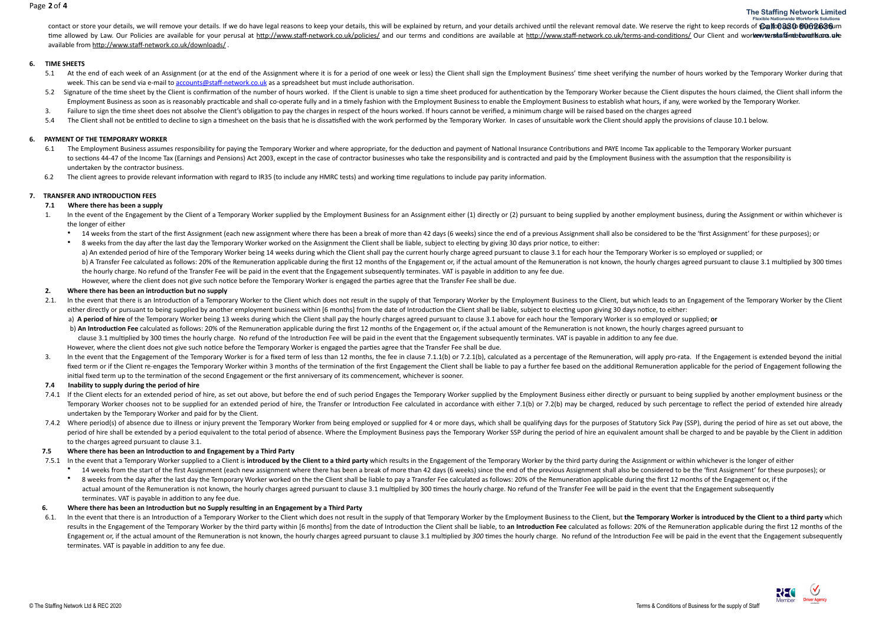contact or store your details, we will remove your details. If we do have legal reasons to keep your details, this will be explained by return, and your details archived until the relevant removal date. We reserve the right to keep records of you for up to the maximum time allowed by Law. Our Policies are available for your perusal at http://www.staff-network.co.uk/policies/ and our terms and conditions are available at http://www.staff-network.co.uk/terms-and-conditions/ Our Client and worker terms and conditions are available from http://www.staff-network.co.uk/downloads/ .

## 6. TIME SHEETS

5.1 At the end of each week of an Assignment (or at the end of the Assignment where it is for a period of one week or less) the Client shall sign the Employment Business' time sheet verifying the number of hours worked by the Temporary Worker during that week. This can be send via e-mail to accounts@staff-network.co.uk as a spreadsheet but must include authorisation.

5.2 Signature of the time sheet by the Client is confirmation of the number of hours worked. If the Client is unable to sign a time sheet produced for authentication by the Temporary Worker because the Client disputes the hours claimed, the Client shall inform the Employment Business as soon as is reasonably practicable and shall co-operate fully and in a timely fashion with the Employment Business to enable the Employment Business to establish what hours, if any, were worked by the Temporary Worker.

3. Failure to sign the time sheet does not absolve the Client's obligation to pay the charges in respect of the hours worked. If hours cannot be verified, a minimum charge will be raised based on the charges agreed

5.4 The Client shall not be entitled to decline to sign a timesheet on the basis that he is dissatisfied with the work performed by the Temporary Worker. In cases of unsuitable work the Client should apply the provisions of clause 10.1 below.

## 6. PAYMENT OF THE TEMPORARY WORKER

6.1 The Employment Business assumes responsibility for paying the Temporary Worker and where appropriate, for the deduction and payment of National Insurance Contributions and PAYE Income Tax applicable to the Temporary Worker pursuant to sections 44-47 of the Income Tax (Earnings and Pensions) Act 2003, except in the case of contractor businesses who take the responsibility and is contracted and paid by the Employment Business with the assumption that the responsibility is undertaken by the contractor business.

6.2 The client agrees to provide relevant information with regard to IR35 (to include any HMRC tests) and working time regulations to include pay parity information.

## 7. TRANSFER AND INTRODUCTION FEES

### 7.1 Where there has been a supply

1. In the event of the Engagement by the Client of a Temporary Worker supplied by the Employment Business for an Assignment either (1) directly or (2) pursuant to being supplied by another employment business, during the Assignment or within whichever is the longer of either
   - 14 weeks from the start of the first Assignment (each new assignment where there has been a break of more than 42 days (6 weeks) since the end of a previous Assignment shall also be considered to be the 'first Assignment' for these purposes); or
   - 8 weeks from the day after the last day the Temporary Worker worked on the Assignment the Client shall be liable, subject to electing by giving 30 days prior notice, to either:

     a) An extended period of hire of the Temporary Worker being 14 weeks during which the Client shall pay the current hourly charge agreed pursuant to clause 3.1 for each hour the Temporary Worker is so employed or supplied; or

     b) A Transfer Fee calculated as follows: 20% of the Remuneration applicable during the first 12 months of the Engagement or, if the actual amount of the Remuneration is not known, the hourly charges agreed pursuant to clause 3.1 multiplied by 300 times the hourly charge. No refund of the Transfer Fee will be paid in the event that the Engagement subsequently terminates. VAT is payable in addition to any fee due.

     However, where the client does not give such notice before the Temporary Worker is engaged the parties agree that the Transfer Fee shall be due.

### 2. Where there has been an introduction but no supply

2.1. In the event that there is an Introduction of a Temporary Worker to the Client which does not result in the supply of that Temporary Worker by the Employment Business to the Client, but which leads to an Engagement of the Temporary Worker by the Client either directly or pursuant to being supplied by another employment business within [6 months] from the date of Introduction the Client shall be liable, subject to electing upon giving 30 days notice, to either:

a) **A period of hire** of the Temporary Worker being 13 weeks during which the Client shall pay the hourly charges agreed pursuant to clause 3.1 above for each hour the Temporary Worker is so employed or supplied; **or**

b) **An Introduction Fee** calculated as follows: 20% of the Remuneration applicable during the first 12 months of the Engagement or, if the actual amount of the Remuneration is not known, the hourly charges agreed pursuant to clause 3.1 multiplied by 300 times the hourly charge. No refund of the Introduction Fee will be paid in the event that the Engagement subsequently terminates. VAT is payable in addition to any fee due.

However, where the client does not give such notice before the Temporary Worker is engaged the parties agree that the Transfer Fee shall be due.

3. In the event that the Engagement of the Temporary Worker is for a fixed term of less than 12 months, the fee in clause 7.1.1(b) or 7.2.1(b), calculated as a percentage of the Remuneration, will apply pro-rata. If the Engagement is extended beyond the initial fixed term or if the Client re-engages the Temporary Worker within 3 months of the termination of the first Engagement the Client shall be liable to pay a further fee based on the additional Remuneration applicable for the period of Engagement following the initial fixed term up to the termination of the second Engagement or the first anniversary of its commencement, whichever is sooner.

### 7.4 Inability to supply during the period of hire

7.4.1 If the Client elects for an extended period of hire, as set out above, but before the end of such period Engages the Temporary Worker supplied by the Employment Business either directly or pursuant to being supplied by another employment business or the Temporary Worker chooses not to be supplied for an extended period of hire, the Transfer or Introduction Fee calculated in accordance with either 7.1(b) or 7.2(b) may be charged, reduced by such percentage to reflect the period of extended hire already undertaken by the Temporary Worker and paid for by the Client.

7.4.2 Where period(s) of absence due to illness or injury prevent the Temporary Worker from being employed or supplied for 4 or more days, which shall be qualifying days for the purposes of Statutory Sick Pay (SSP), during the period of hire as set out above, the period of hire shall be extended by a period equivalent to the total period of absence. Where the Employment Business pays the Temporary Worker SSP during the period of hire an equivalent amount shall be charged to and be payable by the Client in addition to the charges agreed pursuant to clause 3.1.

### 7.5 Where there has been an Introduction to and Engagement by a Third Party

7.5.1 In the event that a Temporary Worker supplied to a Client is **introduced by the Client to a third party** which results in the Engagement of the Temporary Worker by the third party during the Assignment or within whichever is the longer of either

- 14 weeks from the start of the first Assignment (each new assignment where there has been a break of more than 42 days (6 weeks) since the end of the previous Assignment shall also be considered to be the 'first Assignment' for these purposes); or
- 8 weeks from the day after the last day the Temporary Worker worked on the the Client shall be liable to pay a Transfer Fee calculated as follows: 20% of the Remuneration applicable during the first 12 months of the Engagement or, if the actual amount of the Remuneration is not known, the hourly charges agreed pursuant to clause 3.1 multiplied by 300 times the hourly charge. No refund of the Transfer Fee will be paid in the event that the Engagement subsequently terminates. VAT is payable in addition to any fee due.

### 6. Where there has been an Introduction but no Supply resulting in an Engagement by a Third Party

6.1. In the event that there is an Introduction of a Temporary Worker to the Client which does not result in the supply of that Temporary Worker by the Employment Business to the Client, but **the Temporary Worker is introduced by the Client to a third party** which results in the Engagement of the Temporary Worker by the third party within [6 months] from the date of Introduction the Client shall be liable, to **an Introduction Fee** calculated as follows: 20% of the Remuneration applicable during the first 12 months of the Engagement or, if the actual amount of the Remuneration is not known, the hourly charges agreed pursuant to clause 3.1 multiplied by *300* times the hourly charge. No refund of the Introduction Fee will be paid in the event that the Engagement subsequently terminates. VAT is payable in addition to any fee due.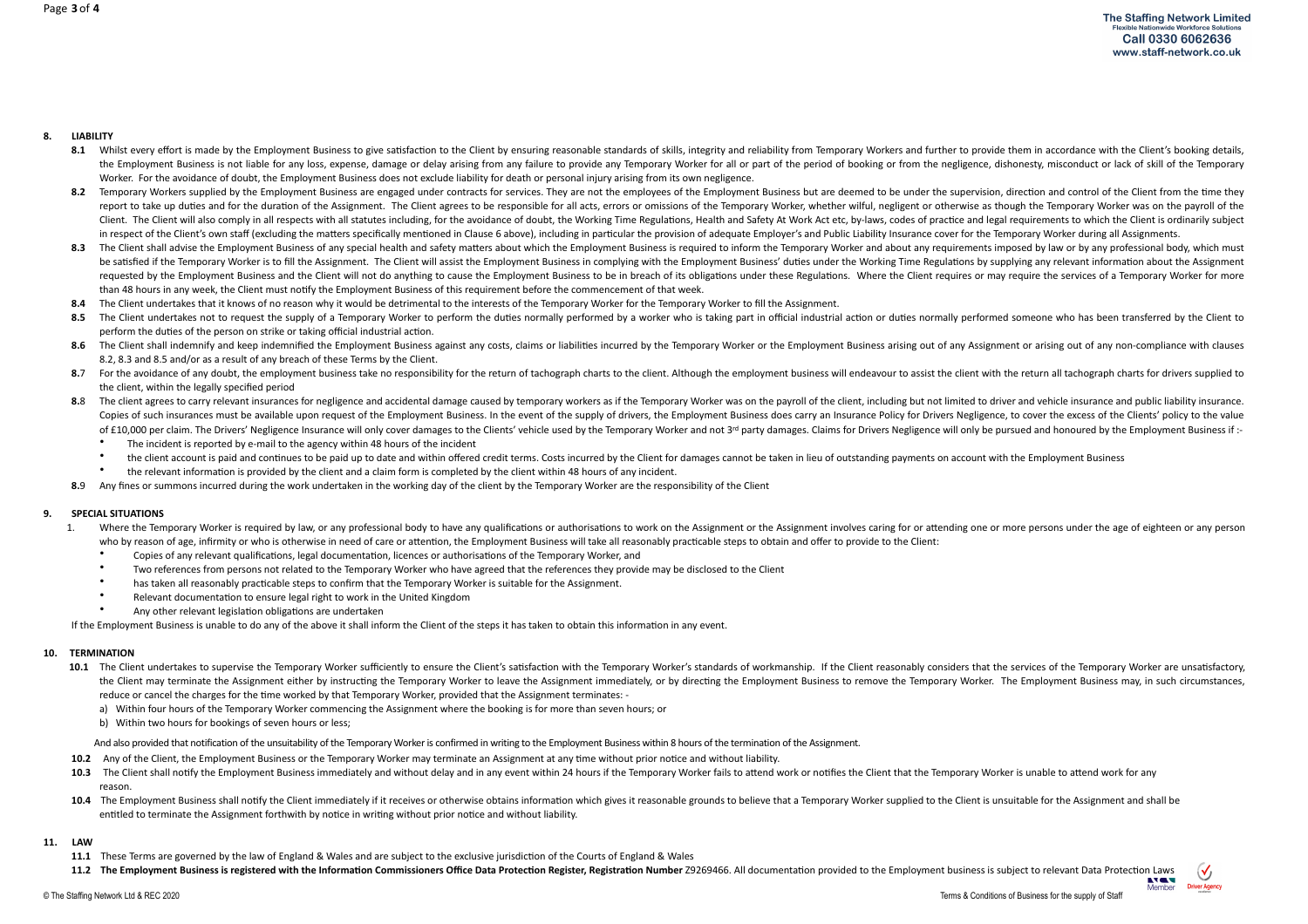## 8. LIABILITY

**8.1** Whilst every effort is made by the Employment Business to give satisfaction to the Client by ensuring reasonable standards of skills, integrity and reliability from Temporary Workers and further to provide them in accordance with the Client's booking details, the Employment Business is not liable for any loss, expense, damage or delay arising from any failure to provide any Temporary Worker for all or part of the period of booking or from the negligence, dishonesty, misconduct or lack of skill of the Temporary Worker. For the avoidance of doubt, the Employment Business does not exclude liability for death or personal injury arising from its own negligence.

**8.2** Temporary Workers supplied by the Employment Business are engaged under contracts for services. They are not the employees of the Employment Business but are deemed to be under the supervision, direction and control of the Client from the time they report to take up duties and for the duration of the Assignment. The Client agrees to be responsible for all acts, errors or omissions of the Temporary Worker, whether wilful, negligent or otherwise as though the Temporary Worker was on the payroll of the Client. The Client will also comply in all respects with all statutes including, for the avoidance of doubt, the Working Time Regulations, Health and Safety At Work Act etc, by-laws, codes of practice and legal requirements to which the Client is ordinarily subject in respect of the Client's own staff (excluding the matters specifically mentioned in Clause 6 above), including in particular the provision of adequate Employer's and Public Liability Insurance cover for the Temporary Worker during all Assignments.

**8.3** The Client shall advise the Employment Business of any special health and safety matters about which the Employment Business is required to inform the Temporary Worker and about any requirements imposed by law or by any professional body, which must be satisfied if the Temporary Worker is to fill the Assignment. The Client will assist the Employment Business in complying with the Employment Business' duties under the Working Time Regulations by supplying any relevant information about the Assignment requested by the Employment Business and the Client will not do anything to cause the Employment Business to be in breach of its obligations under these Regulations. Where the Client requires or may require the services of a Temporary Worker for more than 48 hours in any week, the Client must notify the Employment Business of this requirement before the commencement of that week.

**8.4** The Client undertakes that it knows of no reason why it would be detrimental to the interests of the Temporary Worker for the Temporary Worker to fill the Assignment.

**8.5** The Client undertakes not to request the supply of a Temporary Worker to perform the duties normally performed by a worker who is taking part in official industrial action or duties normally performed someone who has been transferred by the Client to perform the duties of the person on strike or taking official industrial action.

**8.6** The Client shall indemnify and keep indemnified the Employment Business against any costs, claims or liabilities incurred by the Temporary Worker or the Employment Business arising out of any Assignment or arising out of any non-compliance with clauses 8.2, 8.3 and 8.5 and/or as a result of any breach of these Terms by the Client.

**8.7** For the avoidance of any doubt, the employment business take no responsibility for the return of tachograph charts to the client. Although the employment business will endeavour to assist the client with the return all tachograph charts for drivers supplied to the client, within the legally specified period

**8.8** The client agrees to carry relevant insurances for negligence and accidental damage caused by temporary workers as if the Temporary Worker was on the payroll of the client, including but not limited to driver and vehicle insurance and public liability insurance. Copies of such insurances must be available upon request of the Employment Business. In the event of the supply of drivers, the Employment Business does carry an Insurance Policy for Drivers Negligence, to cover the excess of the Clients' policy to the value of £10,000 per claim. The Drivers' Negligence Insurance will only cover damages to the Clients' vehicle used by the Temporary Worker and not 3rd party damages. Claims for Drivers Negligence will only be pursued and honoured by the Employment Business if :-

- The incident is reported by e-mail to the agency within 48 hours of the incident
- the client account is paid and continues to be paid up to date and within offered credit terms. Costs incurred by the Client for damages cannot be taken in lieu of outstanding payments on account with the Employment Business
- the relevant information is provided by the client and a claim form is completed by the client within 48 hours of any incident.

**8.9** Any fines or summons incurred during the work undertaken in the working day of the client by the Temporary Worker are the responsibility of the Client

## 9. SPECIAL SITUATIONS

1. Where the Temporary Worker is required by law, or any professional body to have any qualifications or authorisations to work on the Assignment or the Assignment involves caring for or attending one or more persons under the age of eighteen or any person who by reason of age, infirmity or who is otherwise in need of care or attention, the Employment Business will take all reasonably practicable steps to obtain and offer to provide to the Client:
   - Copies of any relevant qualifications, legal documentation, licences or authorisations of the Temporary Worker, and
   - Two references from persons not related to the Temporary Worker who have agreed that the references they provide may be disclosed to the Client
   - has taken all reasonably practicable steps to confirm that the Temporary Worker is suitable for the Assignment.
   - Relevant documentation to ensure legal right to work in the United Kingdom
   - Any other relevant legislation obligations are undertaken

If the Employment Business is unable to do any of the above it shall inform the Client of the steps it has taken to obtain this information in any event.

## 10. TERMINATION

**10.1** The Client undertakes to supervise the Temporary Worker sufficiently to ensure the Client's satisfaction with the Temporary Worker's standards of workmanship. If the Client reasonably considers that the services of the Temporary Worker are unsatisfactory, the Client may terminate the Assignment either by instructing the Temporary Worker to leave the Assignment immediately, or by directing the Employment Business to remove the Temporary Worker. The Employment Business may, in such circumstances, reduce or cancel the charges for the time worked by that Temporary Worker, provided that the Assignment terminates: -

a) Within four hours of the Temporary Worker commencing the Assignment where the booking is for more than seven hours; or

b) Within two hours for bookings of seven hours or less;

And also provided that notification of the unsuitability of the Temporary Worker is confirmed in writing to the Employment Business within 8 hours of the termination of the Assignment.

**10.2** Any of the Client, the Employment Business or the Temporary Worker may terminate an Assignment at any time without prior notice and without liability.

**10.3** The Client shall notify the Employment Business immediately and without delay and in any event within 24 hours if the Temporary Worker fails to attend work or notifies the Client that the Temporary Worker is unable to attend work for any reason.

**10.4** The Employment Business shall notify the Client immediately if it receives or otherwise obtains information which gives it reasonable grounds to believe that a Temporary Worker supplied to the Client is unsuitable for the Assignment and shall be entitled to terminate the Assignment forthwith by notice in writing without prior notice and without liability.

## 11. LAW

**11.1** These Terms are governed by the law of England & Wales and are subject to the exclusive jurisdiction of the Courts of England & Wales

**11.2 The Employment Business is registered with the Information Commissioners Office Data Protection Register, Registration Number** Z9269466. All documentation provided to the Employment business is subject to relevant Data Protection Laws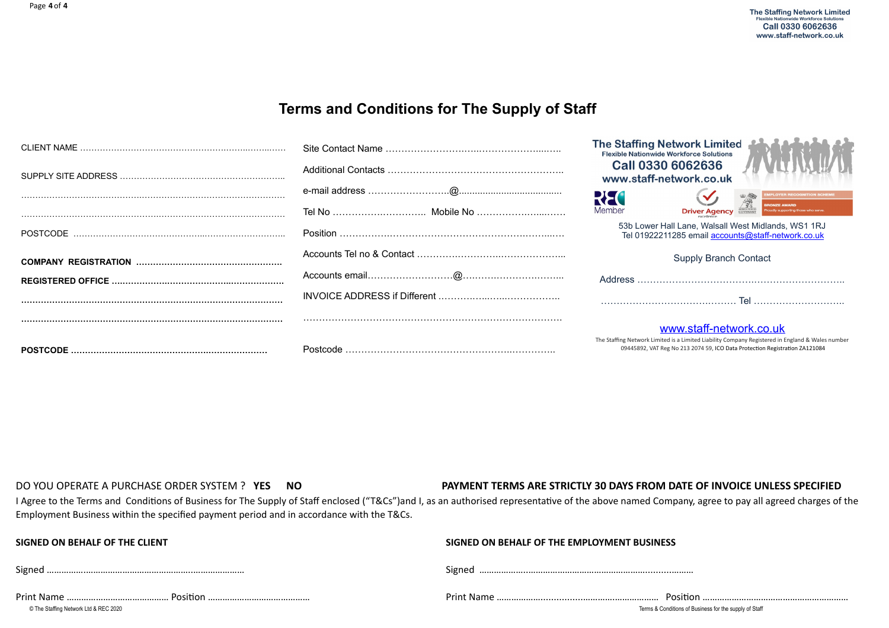# Terms and Conditions for The Supply of Staff

CLIENT NAME ……………………………………………………………………

SUPPLY SITE ADDRESS …………………………………………………

……………………………………………………………………………………

……………………………………………………………………………………

POSTCODE ……………………………………………………………………

**COMPANY REGISTRATION ……………………………………………**

**REGISTERED OFFICE ……………………………………………………**

**……………………………………………………………………………………**

**……………………………………………………………………………………**

**POSTCODE ……………………………………………………………**

Site Contact Name ……………………………………………………

Additional Contacts ……………………………………………………

e-mail address ……………………..@.......................................

Tel No ………………………… Mobile No ……………………….

Position …………………………………………………………………

Accounts Tel no & Contact ……………………………………………

Accounts email………………………@……………………………

INVOICE ADDRESS if Different ……………………………………

……………………………………………………………………………

Postcode ……………………………………………………………

**The Staffing Network Limited**
Flexible Nationwide Workforce Solutions
Call 0330 6062636
www.staff-network.co.uk

REC Member

Driver Agency excellence

EMPLOYER RECOGNITION SCHEME
BRONZE AWARD
Proudly supporting those who serve.

53b Lower Hall Lane, Walsall West Midlands, WS1 1RJ
Tel 01922211285 email accounts@staff-network.co.uk

Supply Branch Contact

Address ……………………………………………………………

……………………………………… Tel ……………………………

www.staff-network.co.uk

The Staffing Network Limited is a Limited Liability Company Registered in England & Wales number 09445892, VAT Reg No 213 2074 59, ICO Data Protection Registration ZA121084

DO YOU OPERATE A PURCHASE ORDER SYSTEM ? **YES** **NO**

**PAYMENT TERMS ARE STRICTLY 30 DAYS FROM DATE OF INVOICE UNLESS SPECIFIED**

I Agree to the Terms and Conditions of Business for The Supply of Staff enclosed ("T&Cs")and I, as an authorised representative of the above named Company, agree to pay all agreed charges of the Employment Business within the specified payment period and in accordance with the T&Cs.

**SIGNED ON BEHALF OF THE CLIENT**

Signed ………………………………………………………………………

Print Name …………………………… Position ……………………………

**SIGNED ON BEHALF OF THE EMPLOYMENT BUSINESS**

Signed ………………………………………………………………………

Print Name ……………………………………… Position ……………………………

© The Staffing Network Ltd & REC 2020

Terms & Conditions of Business for the supply of Staff